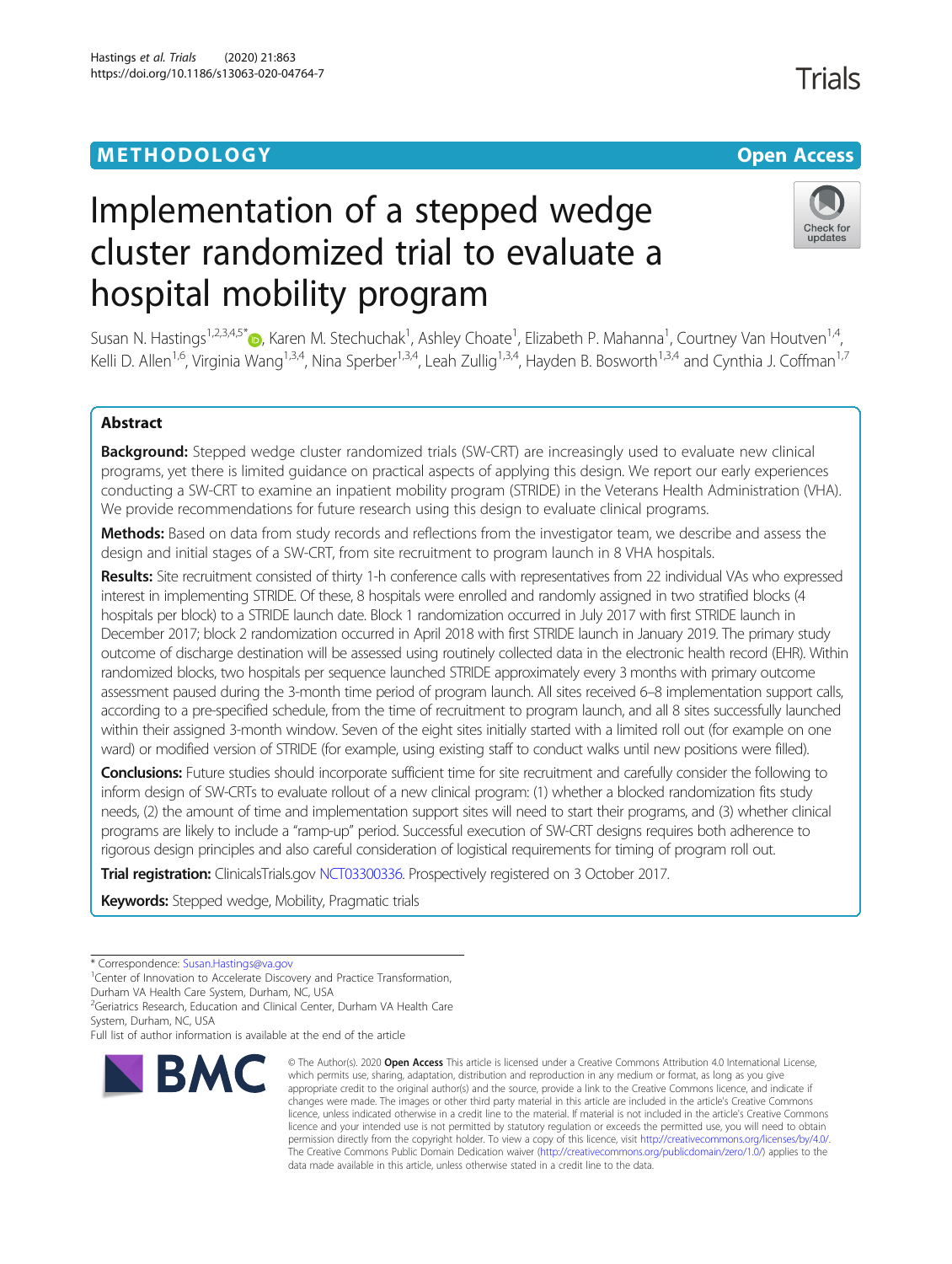METHODOLOGY

Open Access

# Implementation of a stepped wedge cluster randomized trial to evaluate a hospital mobility program

Susan N. Hastings[1,2,3,4,5*], Karen M. Stechuchak[1], Ashley Choate[1], Elizabeth P. Mahanna[1], Courtney Van Houtven[1,4], Kelli D. Allen[1,6], Virginia Wang[1,3,4], Nina Sperber[1,3,4], Leah Zullig[1,3,4], Hayden B. Bosworth[1,3,4] and Cynthia J. Coffman[1,7]

## Abstract

**Background:** Stepped wedge cluster randomized trials (SW-CRT) are increasingly used to evaluate new clinical programs, yet there is limited guidance on practical aspects of applying this design. We report our early experiences conducting a SW-CRT to examine an inpatient mobility program (STRIDE) in the Veterans Health Administration (VHA). We provide recommendations for future research using this design to evaluate clinical programs.

**Methods:** Based on data from study records and reflections from the investigator team, we describe and assess the design and initial stages of a SW-CRT, from site recruitment to program launch in 8 VHA hospitals.

**Results:** Site recruitment consisted of thirty 1-h conference calls with representatives from 22 individual VAs who expressed interest in implementing STRIDE. Of these, 8 hospitals were enrolled and randomly assigned in two stratified blocks (4 hospitals per block) to a STRIDE launch date. Block 1 randomization occurred in July 2017 with first STRIDE launch in December 2017; block 2 randomization occurred in April 2018 with first STRIDE launch in January 2019. The primary study outcome of discharge destination will be assessed using routinely collected data in the electronic health record (EHR). Within randomized blocks, two hospitals per sequence launched STRIDE approximately every 3 months with primary outcome assessment paused during the 3-month time period of program launch. All sites received 6–8 implementation support calls, according to a pre-specified schedule, from the time of recruitment to program launch, and all 8 sites successfully launched within their assigned 3-month window. Seven of the eight sites initially started with a limited roll out (for example on one ward) or modified version of STRIDE (for example, using existing staff to conduct walks until new positions were filled).

**Conclusions:** Future studies should incorporate sufficient time for site recruitment and carefully consider the following to inform design of SW-CRTs to evaluate rollout of a new clinical program: (1) whether a blocked randomization fits study needs, (2) the amount of time and implementation support sites will need to start their programs, and (3) whether clinical programs are likely to include a "ramp-up" period. Successful execution of SW-CRT designs requires both adherence to rigorous design principles and also careful consideration of logistical requirements for timing of program roll out.

**Trial registration:** ClinicalsTrials.gov NCT03300336. Prospectively registered on 3 October 2017.

**Keywords:** Stepped wedge, Mobility, Pragmatic trials

---

* Correspondence: Susan.Hastings@va.gov
[1]Center of Innovation to Accelerate Discovery and Practice Transformation, Durham VA Health Care System, Durham, NC, USA
[2]Geriatrics Research, Education and Clinical Center, Durham VA Health Care System, Durham, NC, USA
Full list of author information is available at the end of the article

© The Author(s). 2020 **Open Access** This article is licensed under a Creative Commons Attribution 4.0 International License, which permits use, sharing, adaptation, distribution and reproduction in any medium or format, as long as you give appropriate credit to the original author(s) and the source, provide a link to the Creative Commons licence, and indicate if changes were made. The images or other third party material in this article are included in the article's Creative Commons licence, unless indicated otherwise in a credit line to the material. If material is not included in the article's Creative Commons licence and your intended use is not permitted by statutory regulation or exceeds the permitted use, you will need to obtain permission directly from the copyright holder. To view a copy of this licence, visit http://creativecommons.org/licenses/by/4.0/. The Creative Commons Public Domain Dedication waiver (http://creativecommons.org/publicdomain/zero/1.0/) applies to the data made available in this article, unless otherwise stated in a credit line to the data.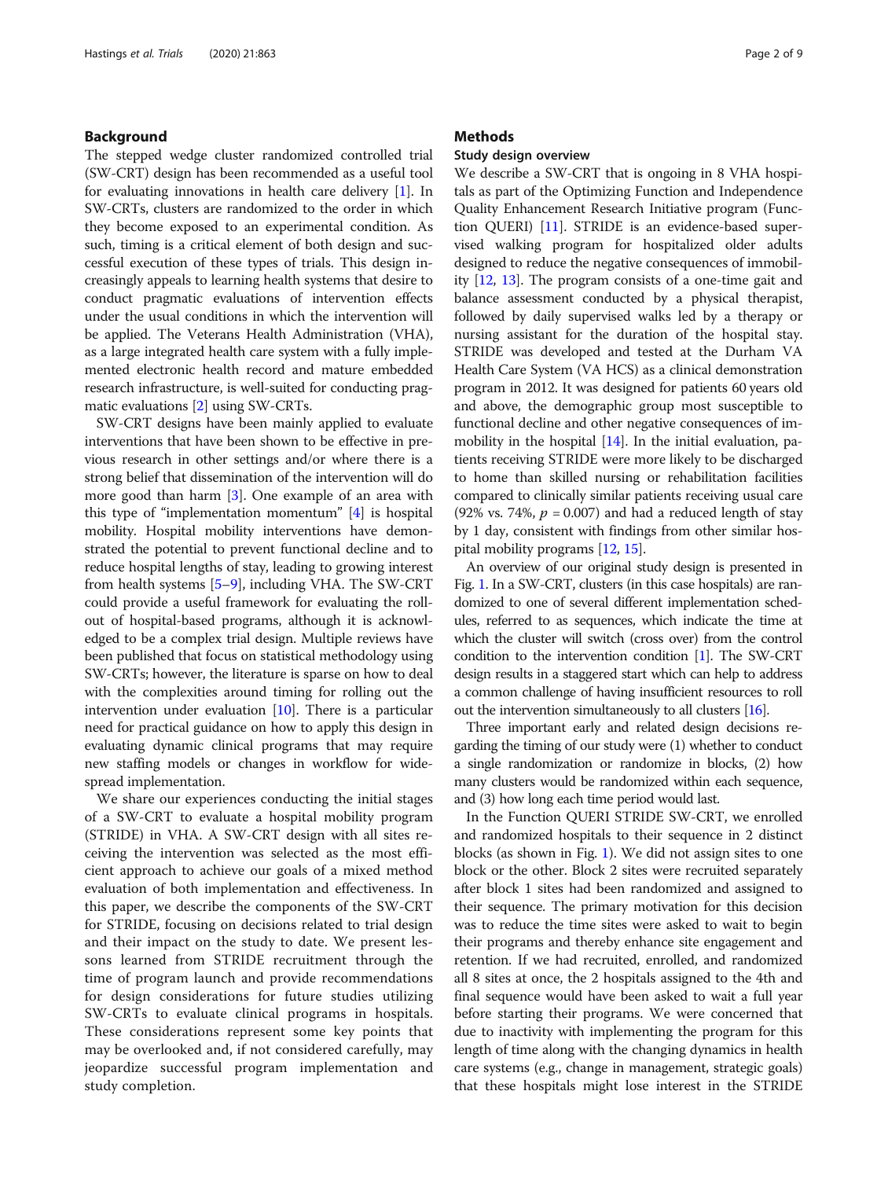## Background

The stepped wedge cluster randomized controlled trial (SW-CRT) design has been recommended as a useful tool for evaluating innovations in health care delivery [1]. In SW-CRTs, clusters are randomized to the order in which they become exposed to an experimental condition. As such, timing is a critical element of both design and successful execution of these types of trials. This design increasingly appeals to learning health systems that desire to conduct pragmatic evaluations of intervention effects under the usual conditions in which the intervention will be applied. The Veterans Health Administration (VHA), as a large integrated health care system with a fully implemented electronic health record and mature embedded research infrastructure, is well-suited for conducting pragmatic evaluations [2] using SW-CRTs.

SW-CRT designs have been mainly applied to evaluate interventions that have been shown to be effective in previous research in other settings and/or where there is a strong belief that dissemination of the intervention will do more good than harm [3]. One example of an area with this type of "implementation momentum" [4] is hospital mobility. Hospital mobility interventions have demonstrated the potential to prevent functional decline and to reduce hospital lengths of stay, leading to growing interest from health systems [5–9], including VHA. The SW-CRT could provide a useful framework for evaluating the roll-out of hospital-based programs, although it is acknowledged to be a complex trial design. Multiple reviews have been published that focus on statistical methodology using SW-CRTs; however, the literature is sparse on how to deal with the complexities around timing for rolling out the intervention under evaluation [10]. There is a particular need for practical guidance on how to apply this design in evaluating dynamic clinical programs that may require new staffing models or changes in workflow for widespread implementation.

We share our experiences conducting the initial stages of a SW-CRT to evaluate a hospital mobility program (STRIDE) in VHA. A SW-CRT design with all sites receiving the intervention was selected as the most efficient approach to achieve our goals of a mixed method evaluation of both implementation and effectiveness. In this paper, we describe the components of the SW-CRT for STRIDE, focusing on decisions related to trial design and their impact on the study to date. We present lessons learned from STRIDE recruitment through the time of program launch and provide recommendations for design considerations for future studies utilizing SW-CRTs to evaluate clinical programs in hospitals. These considerations represent some key points that may be overlooked and, if not considered carefully, may jeopardize successful program implementation and study completion.

## Methods

### Study design overview

We describe a SW-CRT that is ongoing in 8 VHA hospitals as part of the Optimizing Function and Independence Quality Enhancement Research Initiative program (Function QUERI) [11]. STRIDE is an evidence-based supervised walking program for hospitalized older adults designed to reduce the negative consequences of immobility [12, 13]. The program consists of a one-time gait and balance assessment conducted by a physical therapist, followed by daily supervised walks led by a therapy or nursing assistant for the duration of the hospital stay. STRIDE was developed and tested at the Durham VA Health Care System (VA HCS) as a clinical demonstration program in 2012. It was designed for patients 60 years old and above, the demographic group most susceptible to functional decline and other negative consequences of immobility in the hospital [14]. In the initial evaluation, patients receiving STRIDE were more likely to be discharged to home than skilled nursing or rehabilitation facilities compared to clinically similar patients receiving usual care (92% vs. 74%, $p = 0.007$) and had a reduced length of stay by 1 day, consistent with findings from other similar hospital mobility programs [12, 15].

An overview of our original study design is presented in Fig. 1. In a SW-CRT, clusters (in this case hospitals) are randomized to one of several different implementation schedules, referred to as sequences, which indicate the time at which the cluster will switch (cross over) from the control condition to the intervention condition [1]. The SW-CRT design results in a staggered start which can help to address a common challenge of having insufficient resources to roll out the intervention simultaneously to all clusters [16].

Three important early and related design decisions regarding the timing of our study were (1) whether to conduct a single randomization or randomize in blocks, (2) how many clusters would be randomized within each sequence, and (3) how long each time period would last.

In the Function QUERI STRIDE SW-CRT, we enrolled and randomized hospitals to their sequence in 2 distinct blocks (as shown in Fig. 1). We did not assign sites to one block or the other. Block 2 sites were recruited separately after block 1 sites had been randomized and assigned to their sequence. The primary motivation for this decision was to reduce the time sites were asked to wait to begin their programs and thereby enhance site engagement and retention. If we had recruited, enrolled, and randomized all 8 sites at once, the 2 hospitals assigned to the 4th and final sequence would have been asked to wait a full year before starting their programs. We were concerned that due to inactivity with implementing the program for this length of time along with the changing dynamics in health care systems (e.g., change in management, strategic goals) that these hospitals might lose interest in the STRIDE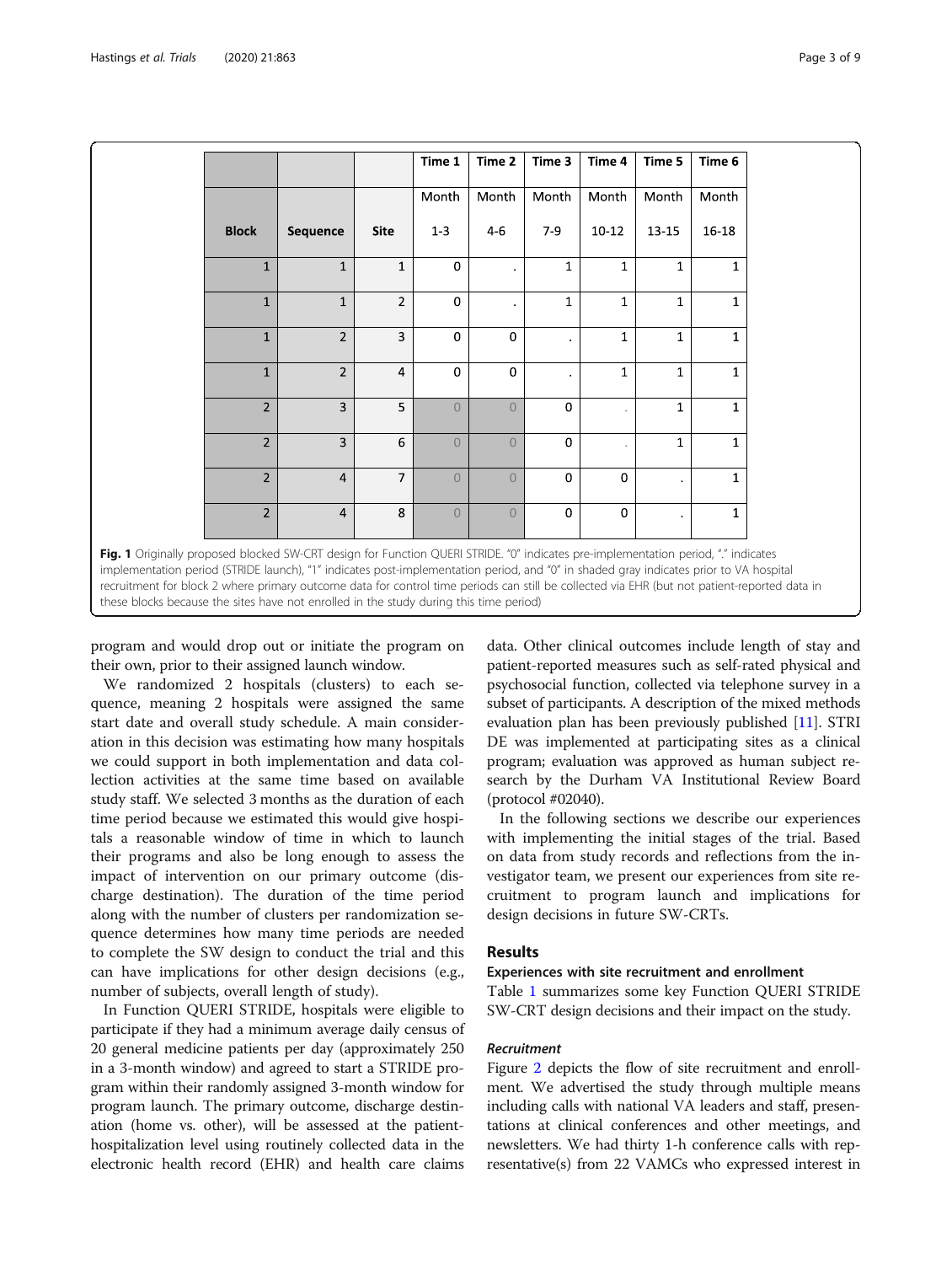| Block | Sequence | Site | Time 1<br>Month<br>1-3 | Time 2<br>Month<br>4-6 | Time 3<br>Month<br>7-9 | Time 4<br>Month<br>10-12 | Time 5<br>Month<br>13-15 | Time 6<br>Month<br>16-18 |
|---|---|---|---|---|---|---|---|---|
| 1 | 1 | 1 | 0 | . | 1 | 1 | 1 | 1 |
| 1 | 1 | 2 | 0 | . | 1 | 1 | 1 | 1 |
| 1 | 2 | 3 | 0 | 0 | . | 1 | 1 | 1 |
| 1 | 2 | 4 | 0 | 0 | . | 1 | 1 | 1 |
| 2 | 3 | 5 | 0 | 0 | 0 | . | 1 | 1 |
| 2 | 3 | 6 | 0 | 0 | 0 | . | 1 | 1 |
| 2 | 4 | 7 | 0 | 0 | 0 | 0 | . | 1 |
| 2 | 4 | 8 | 0 | 0 | 0 | 0 | . | 1 |

**Fig. 1** Originally proposed blocked SW-CRT design for Function QUERI STRIDE. "0" indicates pre-implementation period, "." indicates implementation period (STRIDE launch), "1" indicates post-implementation period, and "0" in shaded gray indicates prior to VA hospital recruitment for block 2 where primary outcome data for control time periods can still be collected via EHR (but not patient-reported data in these blocks because the sites have not enrolled in the study during this time period)

program and would drop out or initiate the program on their own, prior to their assigned launch window.

We randomized 2 hospitals (clusters) to each sequence, meaning 2 hospitals were assigned the same start date and overall study schedule. A main consideration in this decision was estimating how many hospitals we could support in both implementation and data collection activities at the same time based on available study staff. We selected 3 months as the duration of each time period because we estimated this would give hospitals a reasonable window of time in which to launch their programs and also be long enough to assess the impact of intervention on our primary outcome (discharge destination). The duration of the time period along with the number of clusters per randomization sequence determines how many time periods are needed to complete the SW design to conduct the trial and this can have implications for other design decisions (e.g., number of subjects, overall length of study).

In Function QUERI STRIDE, hospitals were eligible to participate if they had a minimum average daily census of 20 general medicine patients per day (approximately 250 in a 3-month window) and agreed to start a STRIDE program within their randomly assigned 3-month window for program launch. The primary outcome, discharge destination (home vs. other), will be assessed at the patient-hospitalization level using routinely collected data in the electronic health record (EHR) and health care claims data. Other clinical outcomes include length of stay and patient-reported measures such as self-rated physical and psychosocial function, collected via telephone survey in a subset of participants. A description of the mixed methods evaluation plan has been previously published [11]. STRIDE was implemented at participating sites as a clinical program; evaluation was approved as human subject research by the Durham VA Institutional Review Board (protocol #02040).

In the following sections we describe our experiences with implementing the initial stages of the trial. Based on data from study records and reflections from the investigator team, we present our experiences from site recruitment to program launch and implications for design decisions in future SW-CRTs.

## Results

### Experiences with site recruitment and enrollment

Table 1 summarizes some key Function QUERI STRIDE SW-CRT design decisions and their impact on the study.

#### *Recruitment*

Figure 2 depicts the flow of site recruitment and enrollment. We advertised the study through multiple means including calls with national VA leaders and staff, presentations at clinical conferences and other meetings, and newsletters. We had thirty 1-h conference calls with representative(s) from 22 VAMCs who expressed interest in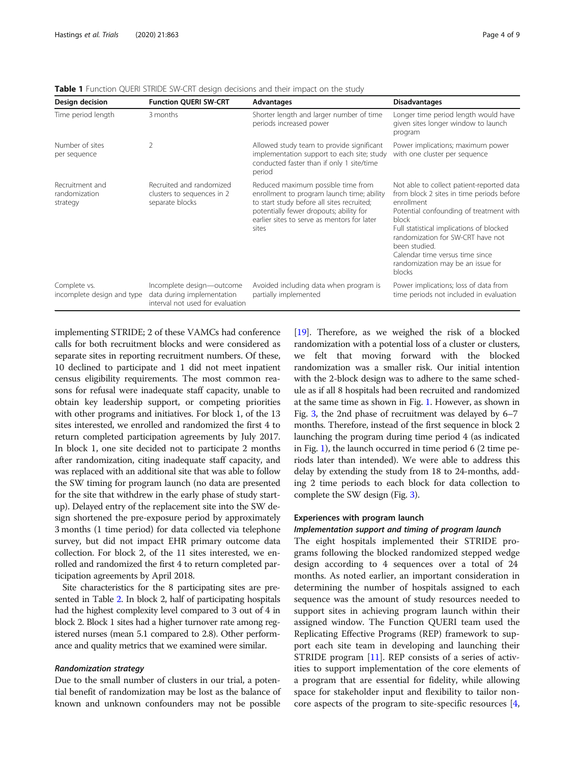**Table 1** Function QUERI STRIDE SW-CRT design decisions and their impact on the study

| Design decision | Function QUERI SW-CRT | Advantages | Disadvantages |
| --- | --- | --- | --- |
| Time period length | 3 months | Shorter length and larger number of time periods increased power | Longer time period length would have given sites longer window to launch program |
| Number of sites per sequence | 2 | Allowed study team to provide significant implementation support to each site; study conducted faster than if only 1 site/time period | Power implications; maximum power with one cluster per sequence |
| Recruitment and randomization strategy | Recruited and randomized clusters to sequences in 2 separate blocks | Reduced maximum possible time from enrollment to program launch time; ability to start study before all sites recruited; potentially fewer dropouts; ability for earlier sites to serve as mentors for later sites | Not able to collect patient-reported data from block 2 sites in time periods before enrollment<br>Potential confounding of treatment with block<br>Full statistical implications of blocked randomization for SW-CRT have not been studied.<br>Calendar time versus time since randomization may be an issue for blocks |
| Complete vs. incomplete design and type | Incomplete design—outcome data during implementation interval not used for evaluation | Avoided including data when program is partially implemented | Power implications; loss of data from time periods not included in evaluation |

implementing STRIDE; 2 of these VAMCs had conference calls for both recruitment blocks and were considered as separate sites in reporting recruitment numbers. Of these, 10 declined to participate and 1 did not meet inpatient census eligibility requirements. The most common reasons for refusal were inadequate staff capacity, unable to obtain key leadership support, or competing priorities with other programs and initiatives. For block 1, of the 13 sites interested, we enrolled and randomized the first 4 to return completed participation agreements by July 2017. In block 1, one site decided not to participate 2 months after randomization, citing inadequate staff capacity, and was replaced with an additional site that was able to follow the SW timing for program launch (no data are presented for the site that withdrew in the early phase of study start-up). Delayed entry of the replacement site into the SW design shortened the pre-exposure period by approximately 3 months (1 time period) for data collected via telephone survey, but did not impact EHR primary outcome data collection. For block 2, of the 11 sites interested, we enrolled and randomized the first 4 to return completed participation agreements by April 2018.

Site characteristics for the 8 participating sites are presented in Table 2. In block 2, half of participating hospitals had the highest complexity level compared to 3 out of 4 in block 2. Block 1 sites had a higher turnover rate among registered nurses (mean 5.1 compared to 2.8). Other performance and quality metrics that we examined were similar.

#### *Randomization strategy*

Due to the small number of clusters in our trial, a potential benefit of randomization may be lost as the balance of known and unknown confounders may not be possible [19]. Therefore, as we weighed the risk of a blocked randomization with a potential loss of a cluster or clusters, we felt that moving forward with the blocked randomization was a smaller risk. Our initial intention with the 2-block design was to adhere to the same schedule as if all 8 hospitals had been recruited and randomized at the same time as shown in Fig. 1. However, as shown in Fig. 3, the 2nd phase of recruitment was delayed by 6–7 months. Therefore, instead of the first sequence in block 2 launching the program during time period 4 (as indicated in Fig. 1), the launch occurred in time period 6 (2 time periods later than intended). We were able to address this delay by extending the study from 18 to 24-months, adding 2 time periods to each block for data collection to complete the SW design (Fig. 3).

### Experiences with program launch

#### *Implementation support and timing of program launch*

The eight hospitals implemented their STRIDE programs following the blocked randomized stepped wedge design according to 4 sequences over a total of 24 months. As noted earlier, an important consideration in determining the number of hospitals assigned to each sequence was the amount of study resources needed to support sites in achieving program launch within their assigned window. The Function QUERI team used the Replicating Effective Programs (REP) framework to support each site team in developing and launching their STRIDE program [11]. REP consists of a series of activities to support implementation of the core elements of a program that are essential for fidelity, while allowing space for stakeholder input and flexibility to tailor non-core aspects of the program to site-specific resources [4,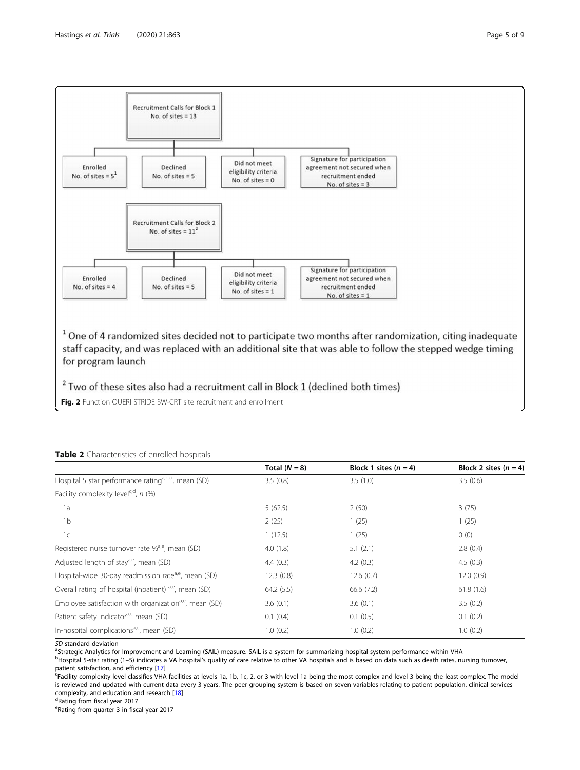Recruitment Calls for Block 1
No. of sites = 13

- Enrolled — No. of sites = 5[1]
- Declined — No. of sites = 5
- Did not meet eligibility criteria — No. of sites = 0
- Signature for participation agreement not secured when recruitment ended — No. of sites = 3

Recruitment Calls for Block 2
No. of sites = 11[2]

- Enrolled — No. of sites = 4
- Declined — No. of sites = 5
- Did not meet eligibility criteria — No. of sites = 1
- Signature for participation agreement not secured when recruitment ended — No. of sites = 1

[1] One of 4 randomized sites decided not to participate two months after randomization, citing inadequate staff capacity, and was replaced with an additional site that was able to follow the stepped wedge timing for program launch

[2] Two of these sites also had a recruitment call in Block 1 (declined both times)

**Fig. 2** Function QUERI STRIDE SW-CRT site recruitment and enrollment

**Table 2** Characteristics of enrolled hospitals

| | Total (*N* = 8) | Block 1 sites (*n* = 4) | Block 2 sites (*n* = 4) |
|---|---|---|---|
| Hospital 5 star performance rating[a,b,d], mean (SD) | 3.5 (0.8) | 3.5 (1.0) | 3.5 (0.6) |
| Facility complexity level[c,d], *n* (%) | | | |
| 1a | 5 (62.5) | 2 (50) | 3 (75) |
| 1b | 2 (25) | 1 (25) | 1 (25) |
| 1c | 1 (12.5) | 1 (25) | 0 (0) |
| Registered nurse turnover rate %[a,e], mean (SD) | 4.0 (1.8) | 5.1 (2.1) | 2.8 (0.4) |
| Adjusted length of stay[a,e], mean (SD) | 4.4 (0.3) | 4.2 (0.3) | 4.5 (0.3) |
| Hospital-wide 30-day readmission rate[a,e], mean (SD) | 12.3 (0.8) | 12.6 (0.7) | 12.0 (0.9) |
| Overall rating of hospital (inpatient) [a,e], mean (SD) | 64.2 (5.5) | 66.6 (7.2) | 61.8 (1.6) |
| Employee satisfaction with organization[a,e], mean (SD) | 3.6 (0.1) | 3.6 (0.1) | 3.5 (0.2) |
| Patient safety indicator[a,e] mean (SD) | 0.1 (0.4) | 0.1 (0.5) | 0.1 (0.2) |
| In-hospital complications[a,e], mean (SD) | 1.0 (0.2) | 1.0 (0.2) | 1.0 (0.2) |

*SD* standard deviation
[a]Strategic Analytics for Improvement and Learning (SAIL) measure. SAIL is a system for summarizing hospital system performance within VHA
[b]Hospital 5-star rating (1–5) indicates a VA hospital's quality of care relative to other VA hospitals and is based on data such as death rates, nursing turnover, patient satisfaction, and efficiency [17]
[c]Facility complexity level classifies VHA facilities at levels 1a, 1b, 1c, 2, or 3 with level 1a being the most complex and level 3 being the least complex. The model is reviewed and updated with current data every 3 years. The peer grouping system is based on seven variables relating to patient population, clinical services complexity, and education and research [18]
[d]Rating from fiscal year 2017
[e]Rating from quarter 3 in fiscal year 2017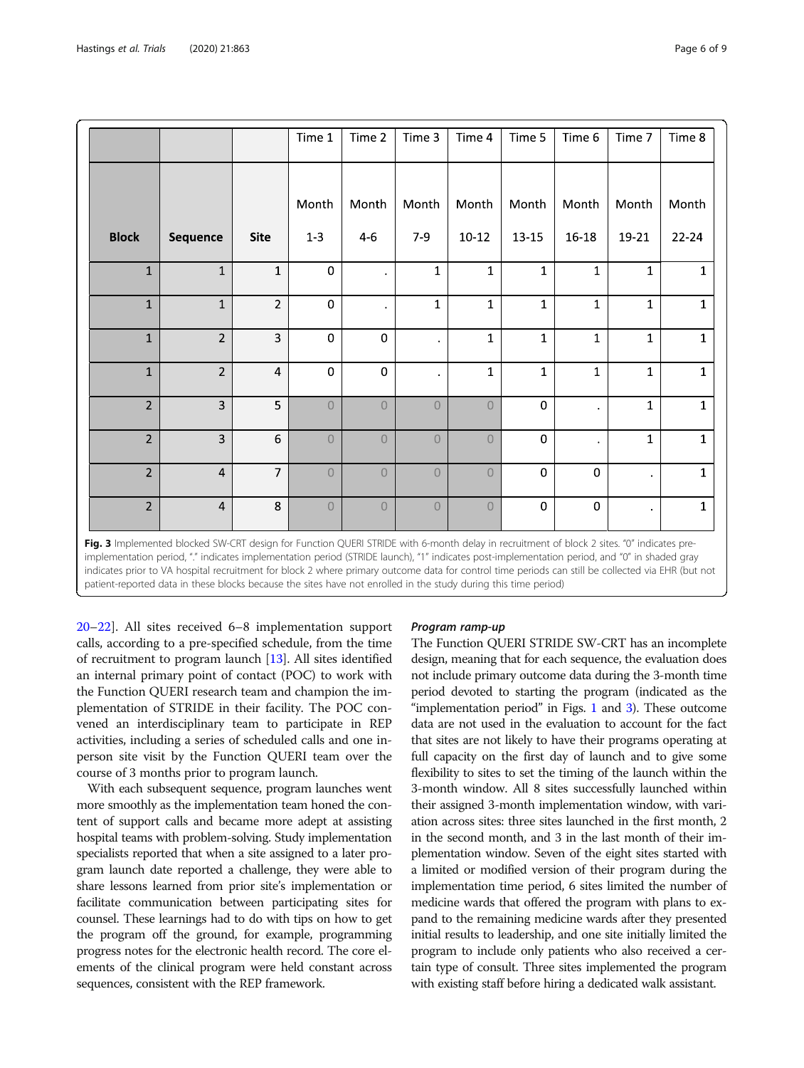| Block | Sequence | Site | Time 1<br>Month 1-3 | Time 2<br>Month 4-6 | Time 3<br>Month 7-9 | Time 4<br>Month 10-12 | Time 5<br>Month 13-15 | Time 6<br>Month 16-18 | Time 7<br>Month 19-21 | Time 8<br>Month 22-24 |
|---|---|---|---|---|---|---|---|---|---|---|
| 1 | 1 | 1 | 0 | . | 1 | 1 | 1 | 1 | 1 | 1 |
| 1 | 1 | 2 | 0 | . | 1 | 1 | 1 | 1 | 1 | 1 |
| 1 | 2 | 3 | 0 | 0 | . | 1 | 1 | 1 | 1 | 1 |
| 1 | 2 | 4 | 0 | 0 | . | 1 | 1 | 1 | 1 | 1 |
| 2 | 3 | 5 | 0 | 0 | 0 | 0 | 0 | . | 1 | 1 |
| 2 | 3 | 6 | 0 | 0 | 0 | 0 | 0 | . | 1 | 1 |
| 2 | 4 | 7 | 0 | 0 | 0 | 0 | 0 | 0 | . | 1 |
| 2 | 4 | 8 | 0 | 0 | 0 | 0 | 0 | 0 | . | 1 |

**Fig. 3** Implemented blocked SW-CRT design for Function QUERI STRIDE with 6-month delay in recruitment of block 2 sites. "0" indicates pre-implementation period, "." indicates implementation period (STRIDE launch), "1" indicates post-implementation period, and "0" in shaded gray indicates prior to VA hospital recruitment for block 2 where primary outcome data for control time periods can still be collected via EHR (but not patient-reported data in these blocks because the sites have not enrolled in the study during this time period)

20–22]. All sites received 6–8 implementation support calls, according to a pre-specified schedule, from the time of recruitment to program launch [13]. All sites identified an internal primary point of contact (POC) to work with the Function QUERI research team and champion the implementation of STRIDE in their facility. The POC convened an interdisciplinary team to participate in REP activities, including a series of scheduled calls and one in-person site visit by the Function QUERI team over the course of 3 months prior to program launch.

With each subsequent sequence, program launches went more smoothly as the implementation team honed the content of support calls and became more adept at assisting hospital teams with problem-solving. Study implementation specialists reported that when a site assigned to a later program launch date reported a challenge, they were able to share lessons learned from prior site's implementation or facilitate communication between participating sites for counsel. These learnings had to do with tips on how to get the program off the ground, for example, programming progress notes for the electronic health record. The core elements of the clinical program were held constant across sequences, consistent with the REP framework.

### *Program ramp-up*

The Function QUERI STRIDE SW-CRT has an incomplete design, meaning that for each sequence, the evaluation does not include primary outcome data during the 3-month time period devoted to starting the program (indicated as the "implementation period" in Figs. 1 and 3). These outcome data are not used in the evaluation to account for the fact that sites are not likely to have their programs operating at full capacity on the first day of launch and to give some flexibility to sites to set the timing of the launch within the 3-month window. All 8 sites successfully launched within their assigned 3-month implementation window, with variation across sites: three sites launched in the first month, 2 in the second month, and 3 in the last month of their implementation window. Seven of the eight sites started with a limited or modified version of their program during the implementation time period, 6 sites limited the number of medicine wards that offered the program with plans to expand to the remaining medicine wards after they presented initial results to leadership, and one site initially limited the program to include only patients who also received a certain type of consult. Three sites implemented the program with existing staff before hiring a dedicated walk assistant.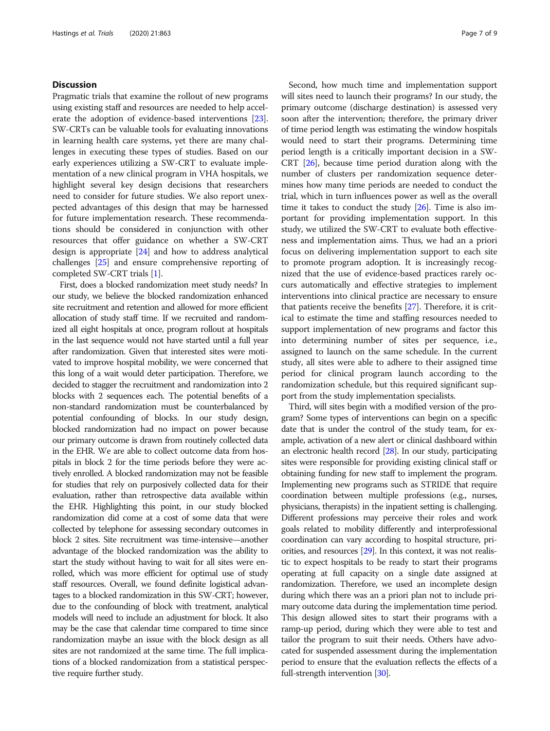## Discussion

Pragmatic trials that examine the rollout of new programs using existing staff and resources are needed to help accelerate the adoption of evidence-based interventions [23]. SW-CRTs can be valuable tools for evaluating innovations in learning health care systems, yet there are many challenges in executing these types of studies. Based on our early experiences utilizing a SW-CRT to evaluate implementation of a new clinical program in VHA hospitals, we highlight several key design decisions that researchers need to consider for future studies. We also report unexpected advantages of this design that may be harnessed for future implementation research. These recommendations should be considered in conjunction with other resources that offer guidance on whether a SW-CRT design is appropriate [24] and how to address analytical challenges [25] and ensure comprehensive reporting of completed SW-CRT trials [1].

First, does a blocked randomization meet study needs? In our study, we believe the blocked randomization enhanced site recruitment and retention and allowed for more efficient allocation of study staff time. If we recruited and randomized all eight hospitals at once, program rollout at hospitals in the last sequence would not have started until a full year after randomization. Given that interested sites were motivated to improve hospital mobility, we were concerned that this long of a wait would deter participation. Therefore, we decided to stagger the recruitment and randomization into 2 blocks with 2 sequences each. The potential benefits of a non-standard randomization must be counterbalanced by potential confounding of blocks. In our study design, blocked randomization had no impact on power because our primary outcome is drawn from routinely collected data in the EHR. We are able to collect outcome data from hospitals in block 2 for the time periods before they were actively enrolled. A blocked randomization may not be feasible for studies that rely on purposively collected data for their evaluation, rather than retrospective data available within the EHR. Highlighting this point, in our study blocked randomization did come at a cost of some data that were collected by telephone for assessing secondary outcomes in block 2 sites. Site recruitment was time-intensive—another advantage of the blocked randomization was the ability to start the study without having to wait for all sites were enrolled, which was more efficient for optimal use of study staff resources. Overall, we found definite logistical advantages to a blocked randomization in this SW-CRT; however, due to the confounding of block with treatment, analytical models will need to include an adjustment for block. It also may be the case that calendar time compared to time since randomization maybe an issue with the block design as all sites are not randomized at the same time. The full implications of a blocked randomization from a statistical perspective require further study.

Second, how much time and implementation support will sites need to launch their programs? In our study, the primary outcome (discharge destination) is assessed very soon after the intervention; therefore, the primary driver of time period length was estimating the window hospitals would need to start their programs. Determining time period length is a critically important decision in a SW-CRT [26], because time period duration along with the number of clusters per randomization sequence determines how many time periods are needed to conduct the trial, which in turn influences power as well as the overall time it takes to conduct the study [26]. Time is also important for providing implementation support. In this study, we utilized the SW-CRT to evaluate both effectiveness and implementation aims. Thus, we had an a priori focus on delivering implementation support to each site to promote program adoption. It is increasingly recognized that the use of evidence-based practices rarely occurs automatically and effective strategies to implement interventions into clinical practice are necessary to ensure that patients receive the benefits [27]. Therefore, it is critical to estimate the time and staffing resources needed to support implementation of new programs and factor this into determining number of sites per sequence, i.e., assigned to launch on the same schedule. In the current study, all sites were able to adhere to their assigned time period for clinical program launch according to the randomization schedule, but this required significant support from the study implementation specialists.

Third, will sites begin with a modified version of the program? Some types of interventions can begin on a specific date that is under the control of the study team, for example, activation of a new alert or clinical dashboard within an electronic health record [28]. In our study, participating sites were responsible for providing existing clinical staff or obtaining funding for new staff to implement the program. Implementing new programs such as STRIDE that require coordination between multiple professions (e.g., nurses, physicians, therapists) in the inpatient setting is challenging. Different professions may perceive their roles and work goals related to mobility differently and interprofessional coordination can vary according to hospital structure, priorities, and resources [29]. In this context, it was not realistic to expect hospitals to be ready to start their programs operating at full capacity on a single date assigned at randomization. Therefore, we used an incomplete design during which there was an a priori plan not to include primary outcome data during the implementation time period. This design allowed sites to start their programs with a ramp-up period, during which they were able to test and tailor the program to suit their needs. Others have advocated for suspended assessment during the implementation period to ensure that the evaluation reflects the effects of a full-strength intervention [30].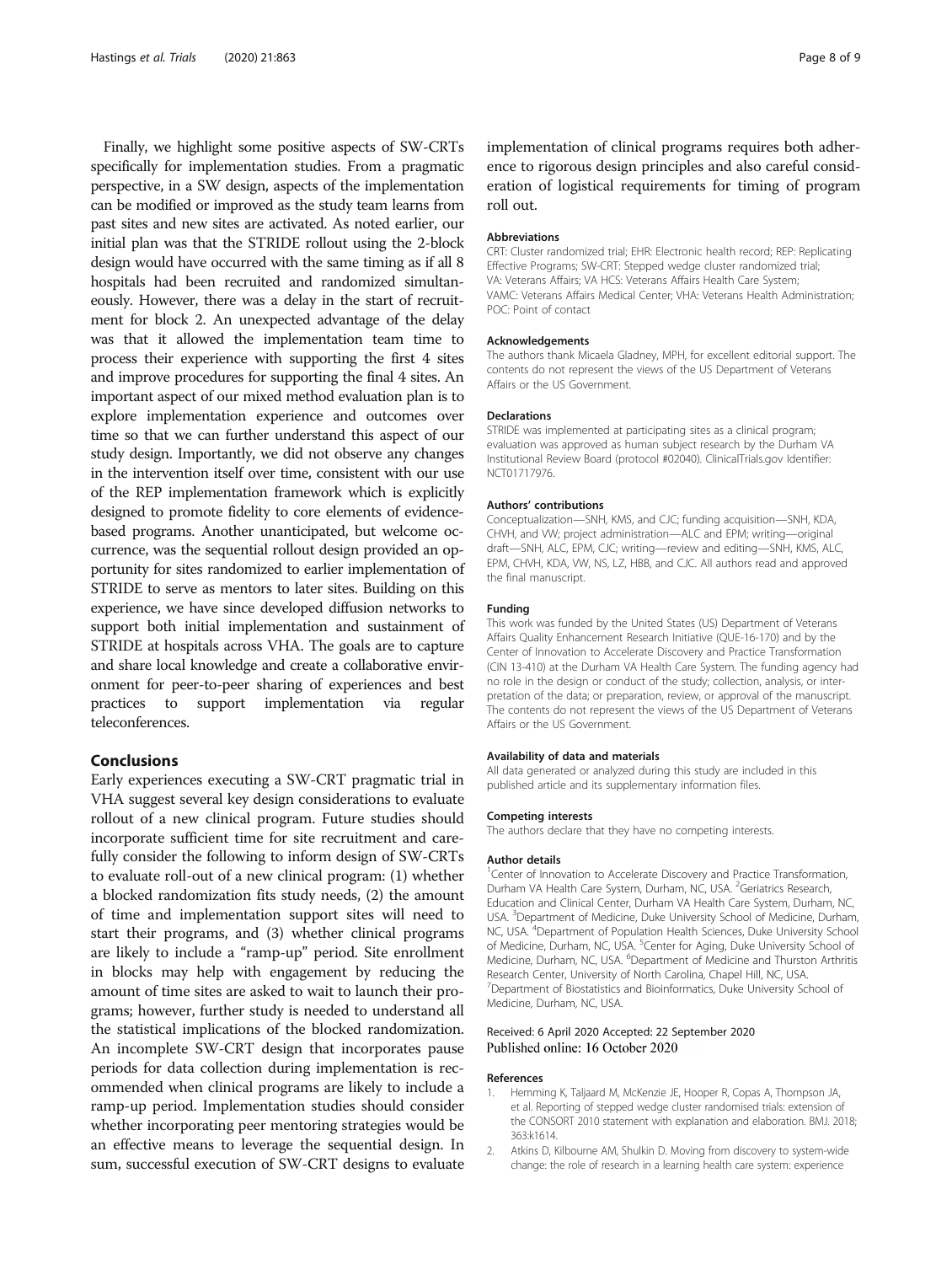Finally, we highlight some positive aspects of SW-CRTs specifically for implementation studies. From a pragmatic perspective, in a SW design, aspects of the implementation can be modified or improved as the study team learns from past sites and new sites are activated. As noted earlier, our initial plan was that the STRIDE rollout using the 2-block design would have occurred with the same timing as if all 8 hospitals had been recruited and randomized simultaneously. However, there was a delay in the start of recruitment for block 2. An unexpected advantage of the delay was that it allowed the implementation team time to process their experience with supporting the first 4 sites and improve procedures for supporting the final 4 sites. An important aspect of our mixed method evaluation plan is to explore implementation experience and outcomes over time so that we can further understand this aspect of our study design. Importantly, we did not observe any changes in the intervention itself over time, consistent with our use of the REP implementation framework which is explicitly designed to promote fidelity to core elements of evidence-based programs. Another unanticipated, but welcome occurrence, was the sequential rollout design provided an opportunity for sites randomized to earlier implementation of STRIDE to serve as mentors to later sites. Building on this experience, we have since developed diffusion networks to support both initial implementation and sustainment of STRIDE at hospitals across VHA. The goals are to capture and share local knowledge and create a collaborative environment for peer-to-peer sharing of experiences and best practices to support implementation via regular teleconferences.

## Conclusions

Early experiences executing a SW-CRT pragmatic trial in VHA suggest several key design considerations to evaluate rollout of a new clinical program. Future studies should incorporate sufficient time for site recruitment and carefully consider the following to inform design of SW-CRTs to evaluate roll-out of a new clinical program: (1) whether a blocked randomization fits study needs, (2) the amount of time and implementation support sites will need to start their programs, and (3) whether clinical programs are likely to include a "ramp-up" period. Site enrollment in blocks may help with engagement by reducing the amount of time sites are asked to wait to launch their programs; however, further study is needed to understand all the statistical implications of the blocked randomization. An incomplete SW-CRT design that incorporates pause periods for data collection during implementation is recommended when clinical programs are likely to include a ramp-up period. Implementation studies should consider whether incorporating peer mentoring strategies would be an effective means to leverage the sequential design. In sum, successful execution of SW-CRT designs to evaluate implementation of clinical programs requires both adherence to rigorous design principles and also careful consideration of logistical requirements for timing of program roll out.

#### Abbreviations

CRT: Cluster randomized trial; EHR: Electronic health record; REP: Replicating Effective Programs; SW-CRT: Stepped wedge cluster randomized trial; VA: Veterans Affairs; VA HCS: Veterans Affairs Health Care System; VAMC: Veterans Affairs Medical Center; VHA: Veterans Health Administration; POC: Point of contact

#### Acknowledgements

The authors thank Micaela Gladney, MPH, for excellent editorial support. The contents do not represent the views of the US Department of Veterans Affairs or the US Government.

#### Declarations

STRIDE was implemented at participating sites as a clinical program; evaluation was approved as human subject research by the Durham VA Institutional Review Board (protocol #02040). ClinicalTrials.gov Identifier: NCT01717976.

#### Authors' contributions

Conceptualization—SNH, KMS, and CJC; funding acquisition—SNH, KDA, CHVH, and VW; project administration—ALC and EPM; writing—original draft—SNH, ALC, EPM, CJC; writing—review and editing—SNH, KMS, ALC, EPM, CHVH, KDA, VW, NS, LZ, HBB, and CJC. All authors read and approved the final manuscript.

#### Funding

This work was funded by the United States (US) Department of Veterans Affairs Quality Enhancement Research Initiative (QUE-16-170) and by the Center of Innovation to Accelerate Discovery and Practice Transformation (CIN 13-410) at the Durham VA Health Care System. The funding agency had no role in the design or conduct of the study; collection, analysis, or interpretation of the data; or preparation, review, or approval of the manuscript. The contents do not represent the views of the US Department of Veterans Affairs or the US Government.

#### Availability of data and materials

All data generated or analyzed during this study are included in this published article and its supplementary information files.

#### Competing interests

The authors declare that they have no competing interests.

#### Author details

[1]Center of Innovation to Accelerate Discovery and Practice Transformation, Durham VA Health Care System, Durham, NC, USA. [2]Geriatrics Research, Education and Clinical Center, Durham VA Health Care System, Durham, NC, USA. [3]Department of Medicine, Duke University School of Medicine, Durham, NC, USA. [4]Department of Population Health Sciences, Duke University School of Medicine, Durham, NC, USA. [5]Center for Aging, Duke University School of Medicine, Durham, NC, USA. [6]Department of Medicine and Thurston Arthritis Research Center, University of North Carolina, Chapel Hill, NC, USA. [7]Department of Biostatistics and Bioinformatics, Duke University School of Medicine, Durham, NC, USA.

Received: 6 April 2020 Accepted: 22 September 2020
Published online: 16 October 2020

#### References

1. Hemming K, Taljaard M, McKenzie JE, Hooper R, Copas A, Thompson JA, et al. Reporting of stepped wedge cluster randomised trials: extension of the CONSORT 2010 statement with explanation and elaboration. BMJ. 2018; 363:k1614.
2. Atkins D, Kilbourne AM, Shulkin D. Moving from discovery to system-wide change: the role of research in a learning health care system: experience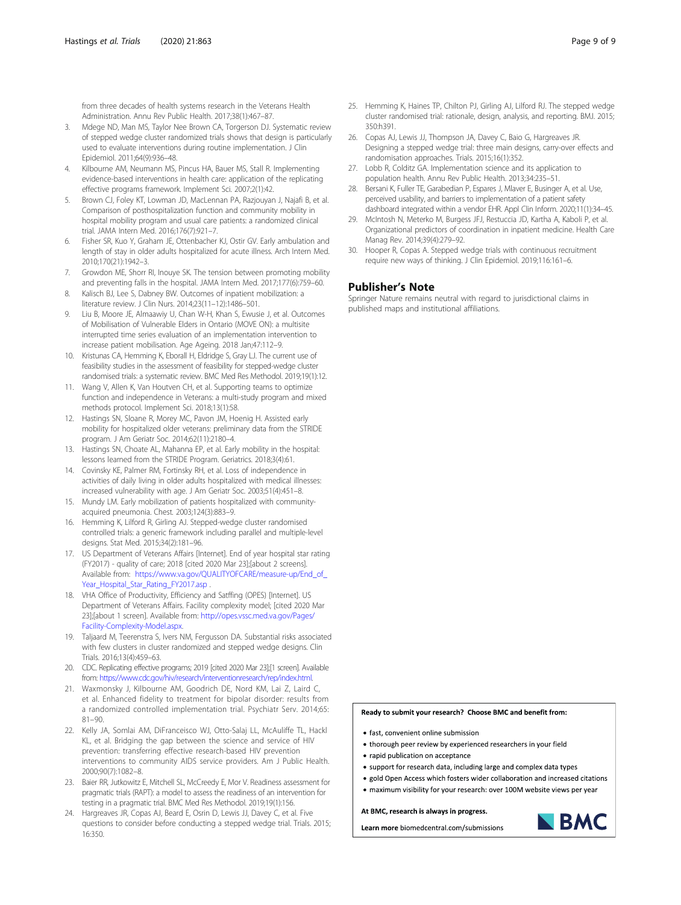from three decades of health systems research in the Veterans Health Administration. Annu Rev Public Health. 2017;38(1):467–87.

3. Mdege ND, Man MS, Taylor Nee Brown CA, Torgerson DJ. Systematic review of stepped wedge cluster randomized trials shows that design is particularly used to evaluate interventions during routine implementation. J Clin Epidemiol. 2011;64(9):936–48.
4. Kilbourne AM, Neumann MS, Pincus HA, Bauer MS, Stall R. Implementing evidence-based interventions in health care: application of the replicating effective programs framework. Implement Sci. 2007;2(1):42.
5. Brown CJ, Foley KT, Lowman JD, MacLennan PA, Razjouyan J, Najafi B, et al. Comparison of posthospitalization function and community mobility in hospital mobility program and usual care patients: a randomized clinical trial. JAMA Intern Med. 2016;176(7):921–7.
6. Fisher SR, Kuo Y, Graham JE, Ottenbacher KJ, Ostir GV. Early ambulation and length of stay in older adults hospitalized for acute illness. Arch Intern Med. 2010;170(21):1942–3.
7. Growdon ME, Shorr RI, Inouye SK. The tension between promoting mobility and preventing falls in the hospital. JAMA Intern Med. 2017;177(6):759–60.
8. Kalisch BJ, Lee S, Dabney BW. Outcomes of inpatient mobilization: a literature review. J Clin Nurs. 2014;23(11–12):1486–501.
9. Liu B, Moore JE, Almaawiy U, Chan W-H, Khan S, Ewusie J, et al. Outcomes of Mobilisation of Vulnerable Elders in Ontario (MOVE ON): a multisite interrupted time series evaluation of an implementation intervention to increase patient mobilisation. Age Ageing. 2018 Jan;47:112–9.
10. Kristunas CA, Hemming K, Eborall H, Eldridge S, Gray LJ. The current use of feasibility studies in the assessment of feasibility for stepped-wedge cluster randomised trials: a systematic review. BMC Med Res Methodol. 2019;19(1):12.
11. Wang V, Allen K, Van Houtven CH, et al. Supporting teams to optimize function and independence in Veterans: a multi-study program and mixed methods protocol. Implement Sci. 2018;13(1):58.
12. Hastings SN, Sloane R, Morey MC, Pavon JM, Hoenig H. Assisted early mobility for hospitalized older veterans: preliminary data from the STRIDE program. J Am Geriatr Soc. 2014;62(11):2180–4.
13. Hastings SN, Choate AL, Mahanna EP, et al. Early mobility in the hospital: lessons learned from the STRIDE Program. Geriatrics. 2018;3(4):61.
14. Covinsky KE, Palmer RM, Fortinsky RH, et al. Loss of independence in activities of daily living in older adults hospitalized with medical illnesses: increased vulnerability with age. J Am Geriatr Soc. 2003;51(4):451–8.
15. Mundy LM. Early mobilization of patients hospitalized with community-acquired pneumonia. Chest. 2003;124(3):883–9.
16. Hemming K, Lilford R, Girling AJ. Stepped-wedge cluster randomised controlled trials: a generic framework including parallel and multiple-level designs. Stat Med. 2015;34(2):181–96.
17. US Department of Veterans Affairs [Internet]. End of year hospital star rating (FY2017) - quality of care; 2018 [cited 2020 Mar 23];[about 2 screens]. Available from: https://www.va.gov/QUALITYOFCARE/measure-up/End_of_Year_Hospital_Star_Rating_FY2017.asp .
18. VHA Office of Productivity, Efficiency and Satffing (OPES) [Internet]. US Department of Veterans Affairs. Facility complexity model; [cited 2020 Mar 23];[about 1 screen]. Available from: http://opes.vssc.med.va.gov/Pages/Facility-Complexity-Model.aspx.
19. Taljaard M, Teerenstra S, Ivers NM, Fergusson DA. Substantial risks associated with few clusters in cluster randomized and stepped wedge designs. Clin Trials. 2016;13(4):459–63.
20. CDC. Replicating effective programs; 2019 [cited 2020 Mar 23];[1 screen]. Available from: https://www.cdc.gov/hiv/research/interventionresearch/rep/index.html.
21. Waxmonsky J, Kilbourne AM, Goodrich DE, Nord KM, Lai Z, Laird C, et al. Enhanced fidelity to treatment for bipolar disorder: results from a randomized controlled implementation trial. Psychiatr Serv. 2014;65:81–90.
22. Kelly JA, Somlai AM, DiFranceisco WJ, Otto-Salaj LL, McAuliffe TL, Hackl KL, et al. Bridging the gap between the science and service of HIV prevention: transferring effective research-based HIV prevention interventions to community AIDS service providers. Am J Public Health. 2000;90(7):1082–8.
23. Baier RR, Jutkowitz E, Mitchell SL, McCreedy E, Mor V. Readiness assessment for pragmatic trials (RAPT): a model to assess the readiness of an intervention for testing in a pragmatic trial. BMC Med Res Methodol. 2019;19(1):156.
24. Hargreaves JR, Copas AJ, Beard E, Osrin D, Lewis JJ, Davey C, et al. Five questions to consider before conducting a stepped wedge trial. Trials. 2015;16:350.
25. Hemming K, Haines TP, Chilton PJ, Girling AJ, Lilford RJ. The stepped wedge cluster randomised trial: rationale, design, analysis, and reporting. BMJ. 2015;350:h391.
26. Copas AJ, Lewis JJ, Thompson JA, Davey C, Baio G, Hargreaves JR. Designing a stepped wedge trial: three main designs, carry-over effects and randomisation approaches. Trials. 2015;16(1):352.
27. Lobb R, Colditz GA. Implementation science and its application to population health. Annu Rev Public Health. 2013;34:235–51.
28. Bersani K, Fuller TE, Garabedian P, Espares J, Mlaver E, Businger A, et al. Use, perceived usability, and barriers to implementation of a patient safety dashboard integrated within a vendor EHR. Appl Clin Inform. 2020;11(1):34–45.
29. McIntosh N, Meterko M, Burgess JFJ, Restuccia JD, Kartha A, Kaboli P, et al. Organizational predictors of coordination in inpatient medicine. Health Care Manag Rev. 2014;39(4):279–92.
30. Hooper R, Copas A. Stepped wedge trials with continuous recruitment require new ways of thinking. J Clin Epidemiol. 2019;116:161–6.

## Publisher's Note

Springer Nature remains neutral with regard to jurisdictional claims in published maps and institutional affiliations.

**Ready to submit your research? Choose BMC and benefit from:**

- fast, convenient online submission
- thorough peer review by experienced researchers in your field
- rapid publication on acceptance
- support for research data, including large and complex data types
- gold Open Access which fosters wider collaboration and increased citations
- maximum visibility for your research: over 100M website views per year

**At BMC, research is always in progress.**

**Learn more** biomedcentral.com/submissions

BMC